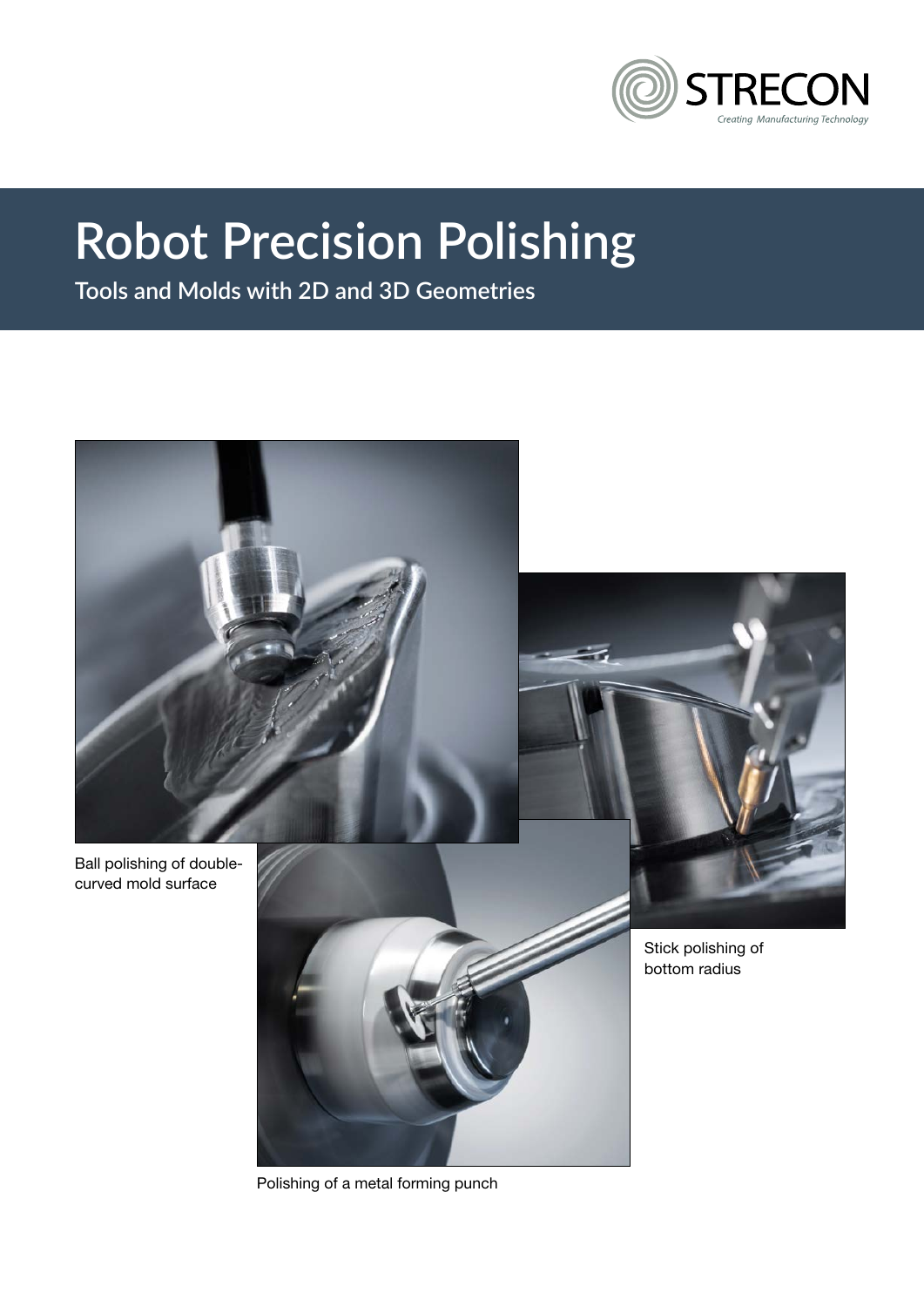STRECON

*Creating Manufacturing Technology*

# Robot Precision Polishing

## Tools and Molds with 2D and 3D Geometries

Ball polishing of double-curved mold surface

Stick polishing of bottom radius

Polishing of a metal forming punch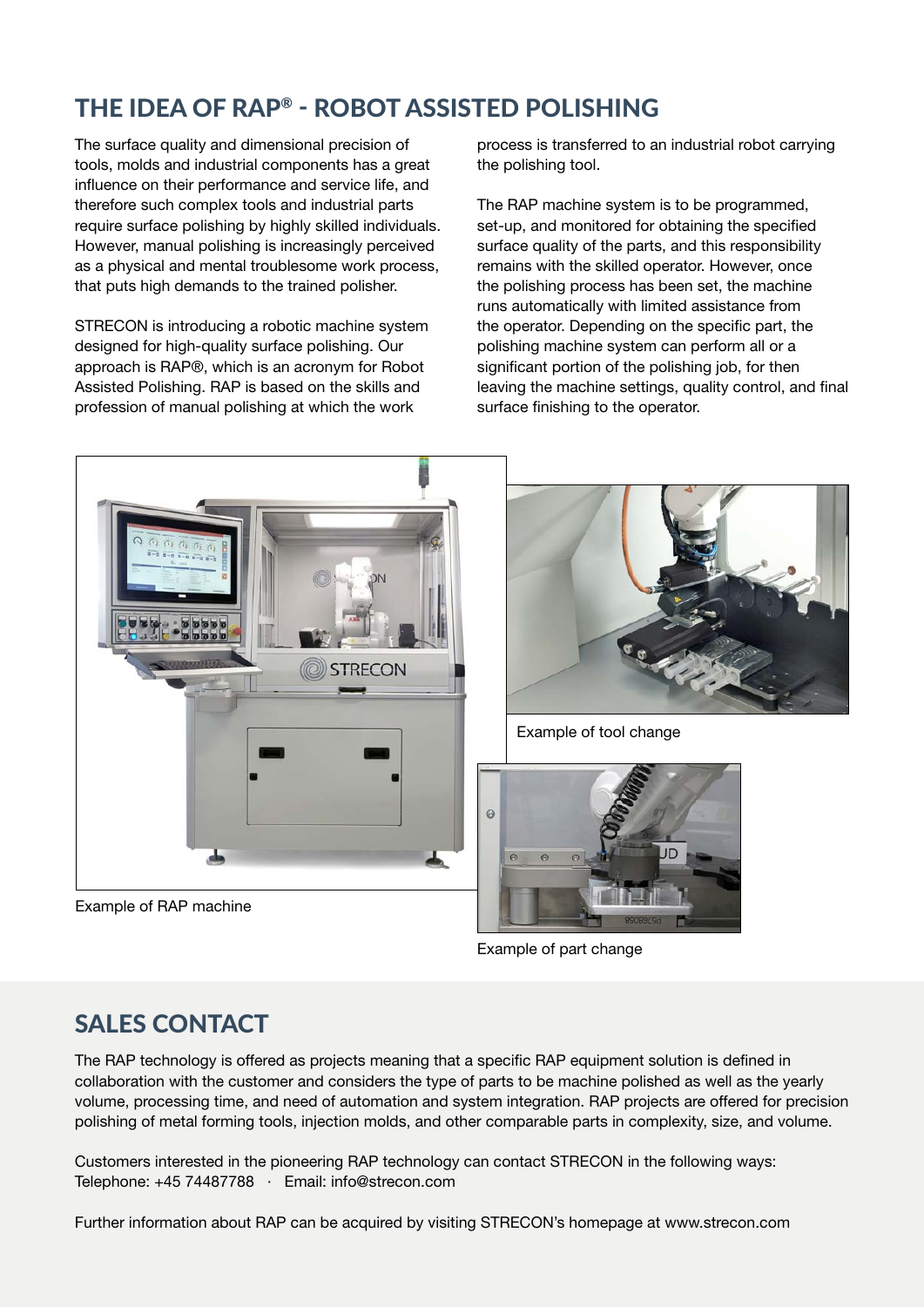## THE IDEA OF RAP® - ROBOT ASSISTED POLISHING

The surface quality and dimensional precision of tools, molds and industrial components has a great influence on their performance and service life, and therefore such complex tools and industrial parts require surface polishing by highly skilled individuals. However, manual polishing is increasingly perceived as a physical and mental troublesome work process, that puts high demands to the trained polisher.

STRECON is introducing a robotic machine system designed for high-quality surface polishing. Our approach is RAP®, which is an acronym for Robot Assisted Polishing. RAP is based on the skills and profession of manual polishing at which the work process is transferred to an industrial robot carrying the polishing tool.

The RAP machine system is to be programmed, set-up, and monitored for obtaining the specified surface quality of the parts, and this responsibility remains with the skilled operator. However, once the polishing process has been set, the machine runs automatically with limited assistance from the operator. Depending on the specific part, the polishing machine system can perform all or a significant portion of the polishing job, for then leaving the machine settings, quality control, and final surface finishing to the operator.

Example of RAP machine

Example of tool change

Example of part change

## SALES CONTACT

The RAP technology is offered as projects meaning that a specific RAP equipment solution is defined in collaboration with the customer and considers the type of parts to be machine polished as well as the yearly volume, processing time, and need of automation and system integration. RAP projects are offered for precision polishing of metal forming tools, injection molds, and other comparable parts in complexity, size, and volume.

Customers interested in the pioneering RAP technology can contact STRECON in the following ways:
Telephone: +45 74487788 · Email: info@strecon.com

Further information about RAP can be acquired by visiting STRECON's homepage at www.strecon.com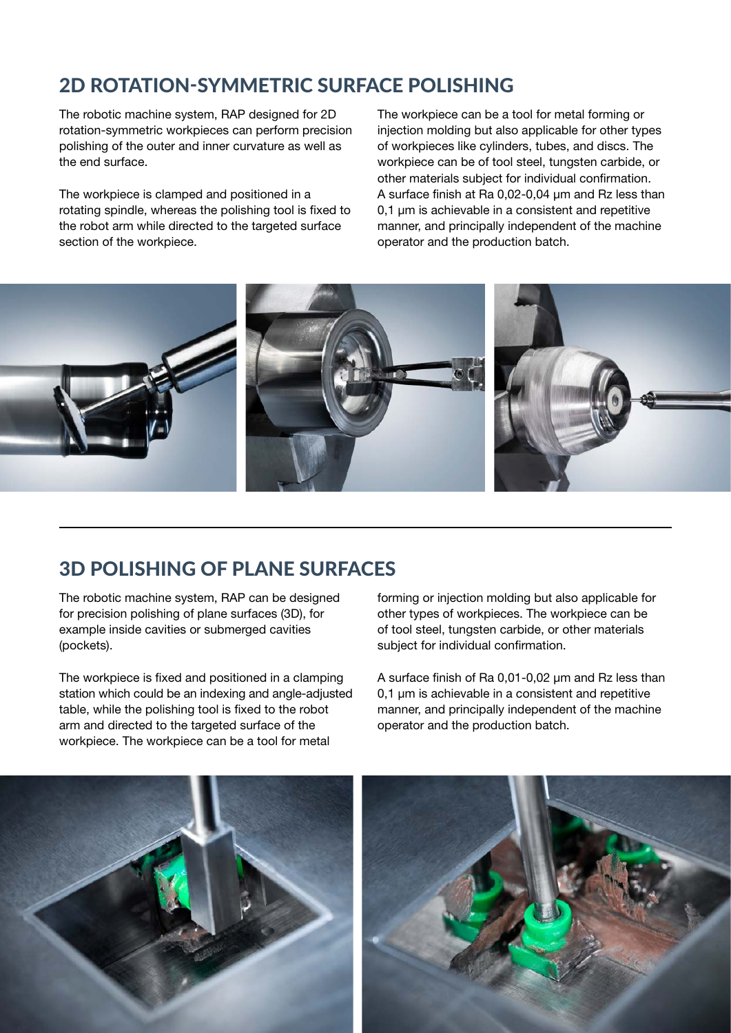## 2D ROTATION-SYMMETRIC SURFACE POLISHING

The robotic machine system, RAP designed for 2D rotation-symmetric workpieces can perform precision polishing of the outer and inner curvature as well as the end surface.

The workpiece is clamped and positioned in a rotating spindle, whereas the polishing tool is fixed to the robot arm while directed to the targeted surface section of the workpiece.

The workpiece can be a tool for metal forming or injection molding but also applicable for other types of workpieces like cylinders, tubes, and discs. The workpiece can be of tool steel, tungsten carbide, or other materials subject for individual confirmation. A surface finish at Ra 0,02-0,04 µm and Rz less than 0,1 µm is achievable in a consistent and repetitive manner, and principally independent of the machine operator and the production batch.

## 3D POLISHING OF PLANE SURFACES

The robotic machine system, RAP can be designed for precision polishing of plane surfaces (3D), for example inside cavities or submerged cavities (pockets).

The workpiece is fixed and positioned in a clamping station which could be an indexing and angle-adjusted table, while the polishing tool is fixed to the robot arm and directed to the targeted surface of the workpiece. The workpiece can be a tool for metal forming or injection molding but also applicable for other types of workpieces. The workpiece can be of tool steel, tungsten carbide, or other materials subject for individual confirmation.

A surface finish of Ra 0,01-0,02 µm and Rz less than 0,1 µm is achievable in a consistent and repetitive manner, and principally independent of the machine operator and the production batch.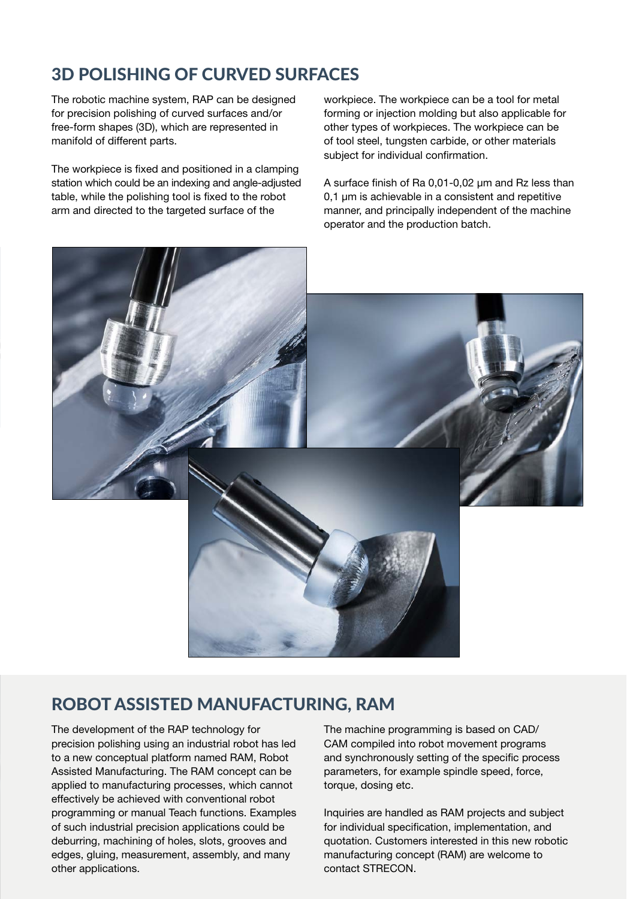## 3D POLISHING OF CURVED SURFACES

The robotic machine system, RAP can be designed for precision polishing of curved surfaces and/or free-form shapes (3D), which are represented in manifold of different parts.

The workpiece is fixed and positioned in a clamping station which could be an indexing and angle-adjusted table, while the polishing tool is fixed to the robot arm and directed to the targeted surface of the workpiece. The workpiece can be a tool for metal forming or injection molding but also applicable for other types of workpieces. The workpiece can be of tool steel, tungsten carbide, or other materials subject for individual confirmation.

A surface finish of Ra 0,01-0,02 µm and Rz less than 0,1 µm is achievable in a consistent and repetitive manner, and principally independent of the machine operator and the production batch.

## ROBOT ASSISTED MANUFACTURING, RAM

The development of the RAP technology for precision polishing using an industrial robot has led to a new conceptual platform named RAM, Robot Assisted Manufacturing. The RAM concept can be applied to manufacturing processes, which cannot effectively be achieved with conventional robot programming or manual Teach functions. Examples of such industrial precision applications could be deburring, machining of holes, slots, grooves and edges, gluing, measurement, assembly, and many other applications.

The machine programming is based on CAD/CAM compiled into robot movement programs and synchronously setting of the specific process parameters, for example spindle speed, force, torque, dosing etc.

Inquiries are handled as RAM projects and subject for individual specification, implementation, and quotation. Customers interested in this new robotic manufacturing concept (RAM) are welcome to contact STRECON.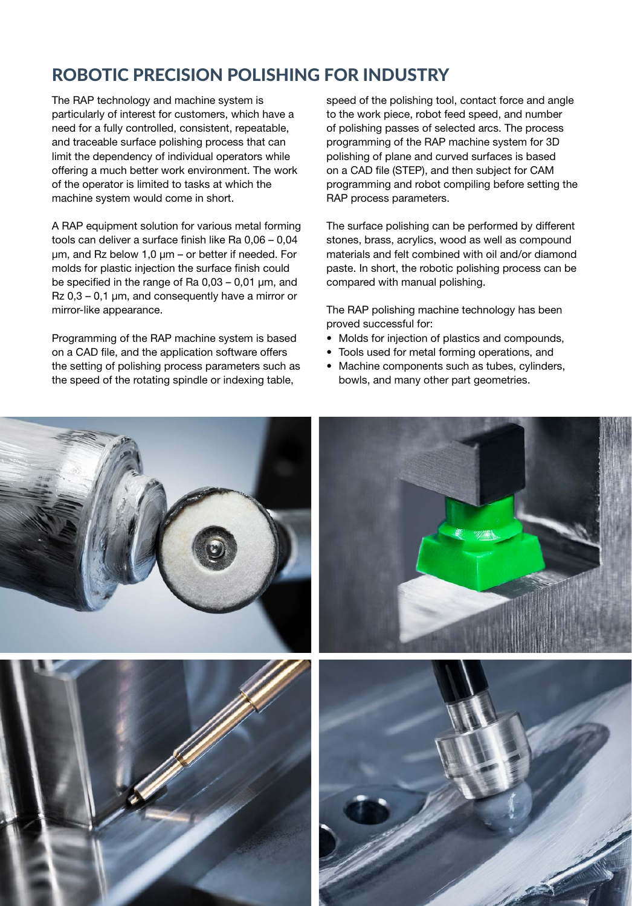## ROBOTIC PRECISION POLISHING FOR INDUSTRY

The RAP technology and machine system is particularly of interest for customers, which have a need for a fully controlled, consistent, repeatable, and traceable surface polishing process that can limit the dependency of individual operators while offering a much better work environment. The work of the operator is limited to tasks at which the machine system would come in short.

A RAP equipment solution for various metal forming tools can deliver a surface finish like Ra 0,06 – 0,04 µm, and Rz below 1,0 µm – or better if needed. For molds for plastic injection the surface finish could be specified in the range of Ra 0,03 – 0,01 µm, and Rz 0,3 – 0,1 µm, and consequently have a mirror or mirror-like appearance.

Programming of the RAP machine system is based on a CAD file, and the application software offers the setting of polishing process parameters such as the speed of the rotating spindle or indexing table, speed of the polishing tool, contact force and angle to the work piece, robot feed speed, and number of polishing passes of selected arcs. The process programming of the RAP machine system for 3D polishing of plane and curved surfaces is based on a CAD file (STEP), and then subject for CAM programming and robot compiling before setting the RAP process parameters.

The surface polishing can be performed by different stones, brass, acrylics, wood as well as compound materials and felt combined with oil and/or diamond paste. In short, the robotic polishing process can be compared with manual polishing.

The RAP polishing machine technology has been proved successful for:

- Molds for injection of plastics and compounds,
- Tools used for metal forming operations, and
- Machine components such as tubes, cylinders, bowls, and many other part geometries.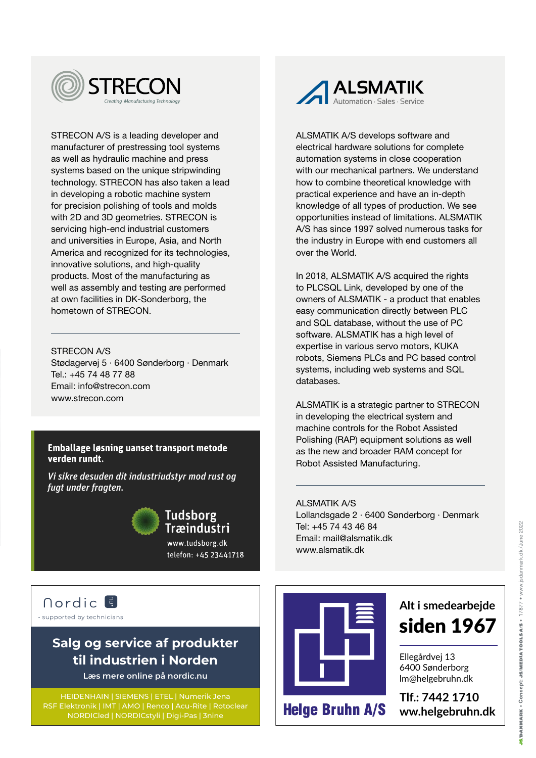## STRECON

*Creating Manufacturing Technology*

STRECON A/S is a leading developer and manufacturer of prestressing tool systems as well as hydraulic machine and press systems based on the unique stripwinding technology. STRECON has also taken a lead in developing a robotic machine system for precision polishing of tools and molds with 2D and 3D geometries. STRECON is servicing high-end industrial customers and universities in Europe, Asia, and North America and recognized for its technologies, innovative solutions, and high-quality products. Most of the manufacturing as well as assembly and testing are performed at own facilities in DK-Sonderborg, the hometown of STRECON.

STRECON A/S
Stødagervej 5 · 6400 Sønderborg · Denmark
Tel.: +45 74 48 77 88
Email: info@strecon.com
www.strecon.com

## ALSMATIK

Automation · Sales · Service

ALSMATIK A/S develops software and electrical hardware solutions for complete automation systems in close cooperation with our mechanical partners. We understand how to combine theoretical knowledge with practical experience and have an in-depth knowledge of all types of production. We see opportunities instead of limitations. ALSMATIK A/S has since 1997 solved numerous tasks for the industry in Europe with end customers all over the World.

In 2018, ALSMATIK A/S acquired the rights to PLCSQL Link, developed by one of the owners of ALSMATIK - a product that enables easy communication directly between PLC and SQL database, without the use of PC software. ALSMATIK has a high level of expertise in various servo motors, KUKA robots, Siemens PLCs and PC based control systems, including web systems and SQL databases.

ALSMATIK is a strategic partner to STRECON in developing the electrical system and machine controls for the Robot Assisted Polishing (RAP) equipment solutions as well as the new and broader RAM concept for Robot Assisted Manufacturing.

ALSMATIK A/S
Lollandsgade 2 · 6400 Sønderborg · Denmark
Tel: +45 74 43 46 84
Email: mail@alsmatik.dk
www.alsmatik.dk

**Emballage løsning uanset transport metode verden rundt.**

***Vi sikre desuden dit industriudstyr mod rust og fugt under fragten.***

**Tudsborg Træindustri**
www.tudsborg.dk
telefon: +45 23441718

Nordic
- supported by technicians

**Salg og service af produkter til industrien i Norden**

Læs mere online på nordic.nu

HEIDENHAIN | SIEMENS | ETEL | Numerik Jena
RSF Elektronik | IMT | AMO | Renco | Acu-Rite | Rotoclear
NORDICled | NORDICstyli | Digi-Pas | 3nine

**Helge Bruhn A/S**

Alt i smedearbejde
**siden 1967**

Ellegårdvej 13
6400 Sønderborg
lm@helgebruhn.dk

**Tlf.: 7442 1710**
**ww.helgebruhn.dk**